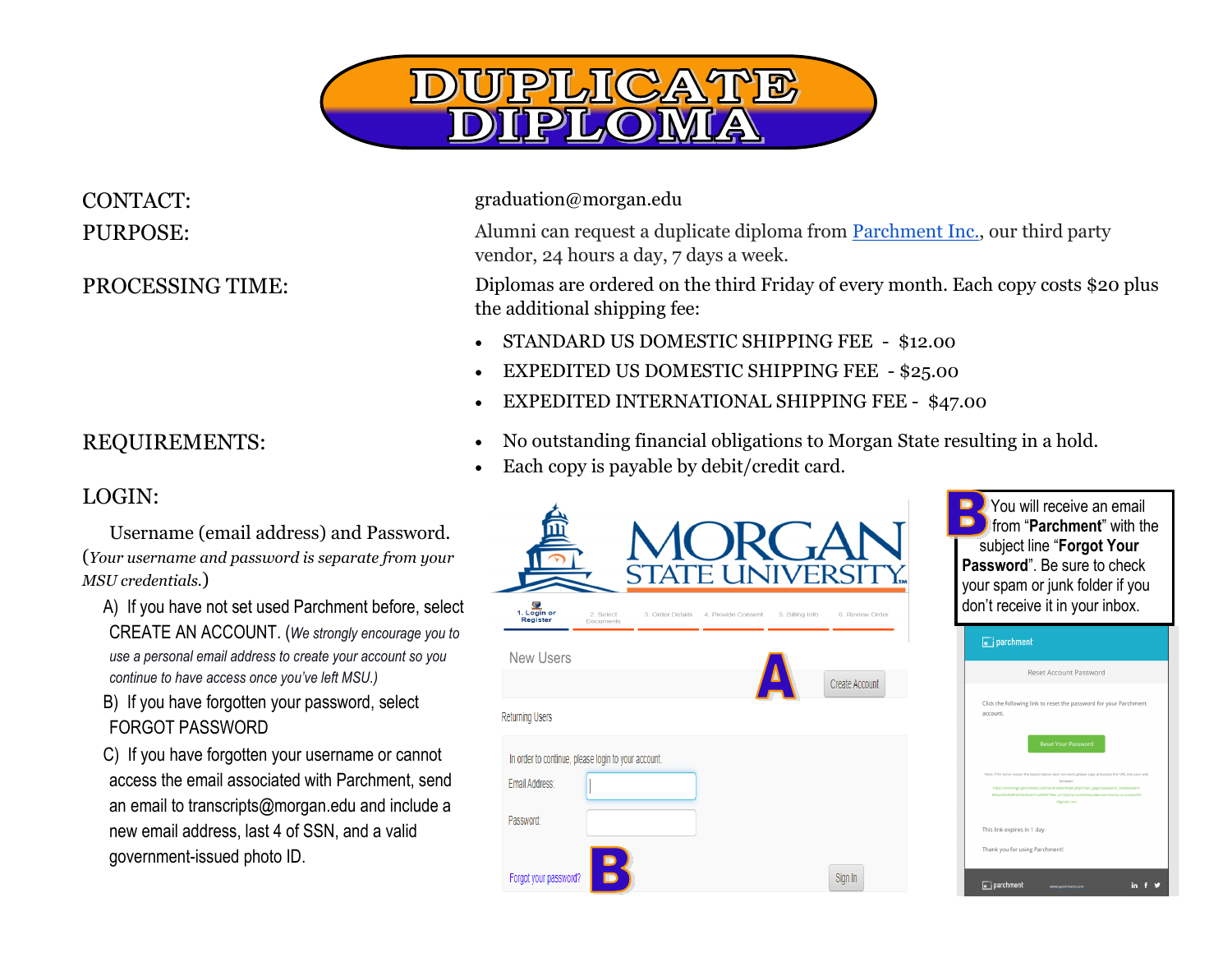# DUPLICATE DIPLOMA

**CONTACT:** graduation@morgan.edu

**PURPOSE:** Alumni can request a duplicate diploma from [Parchment Inc.](), our third party vendor, 24 hours a day, 7 days a week.

**PROCESSING TIME:** Diplomas are ordered on the third Friday of every month. Each copy costs $20 plus the additional shipping fee:

- STANDARD US DOMESTIC SHIPPING FEE - $12.00
- EXPEDITED US DOMESTIC SHIPPING FEE - $25.00
- EXPEDITED INTERNATIONAL SHIPPING FEE - $47.00

**REQUIREMENTS:**

- No outstanding financial obligations to Morgan State resulting in a hold.
- Each copy is payable by debit/credit card.

**LOGIN:**

Username (email address) and Password. (*Your username and password is separate from your MSU credentials.*)

A) If you have not set used Parchment before, select CREATE AN ACCOUNT. (*We strongly encourage you to use a personal email address to create your account so you continue to have access once you've left MSU.*)

B) If you have forgotten your password, select FORGOT PASSWORD

C) If you have forgotten your username or cannot access the email associated with Parchment, send an email to transcripts@morgan.edu and include a new email address, last 4 of SSN, and a valid government-issued photo ID.

MORGAN STATE UNIVERSITY

1. Login or Register | 2. Select Documents | 3. Order Details | 4. Provide Consent | 5. Billing Info | 6. Review Order

New Users — **A** — Create Account

Returning Users

In order to continue, please login to your account.

Email Address:

Password:

Forgot your password? — **B** — Sign In

**B** You will receive an email from "**Parchment**" with the subject line "**Forgot Your Password**". Be sure to check your spam or junk folder if you don't receive it in your inbox.

parchment

Reset Account Password

Click the following link to reset the password for your Parchment account.

Reset Your Password

This link expires in 1 day.

Thank you for using Parchment!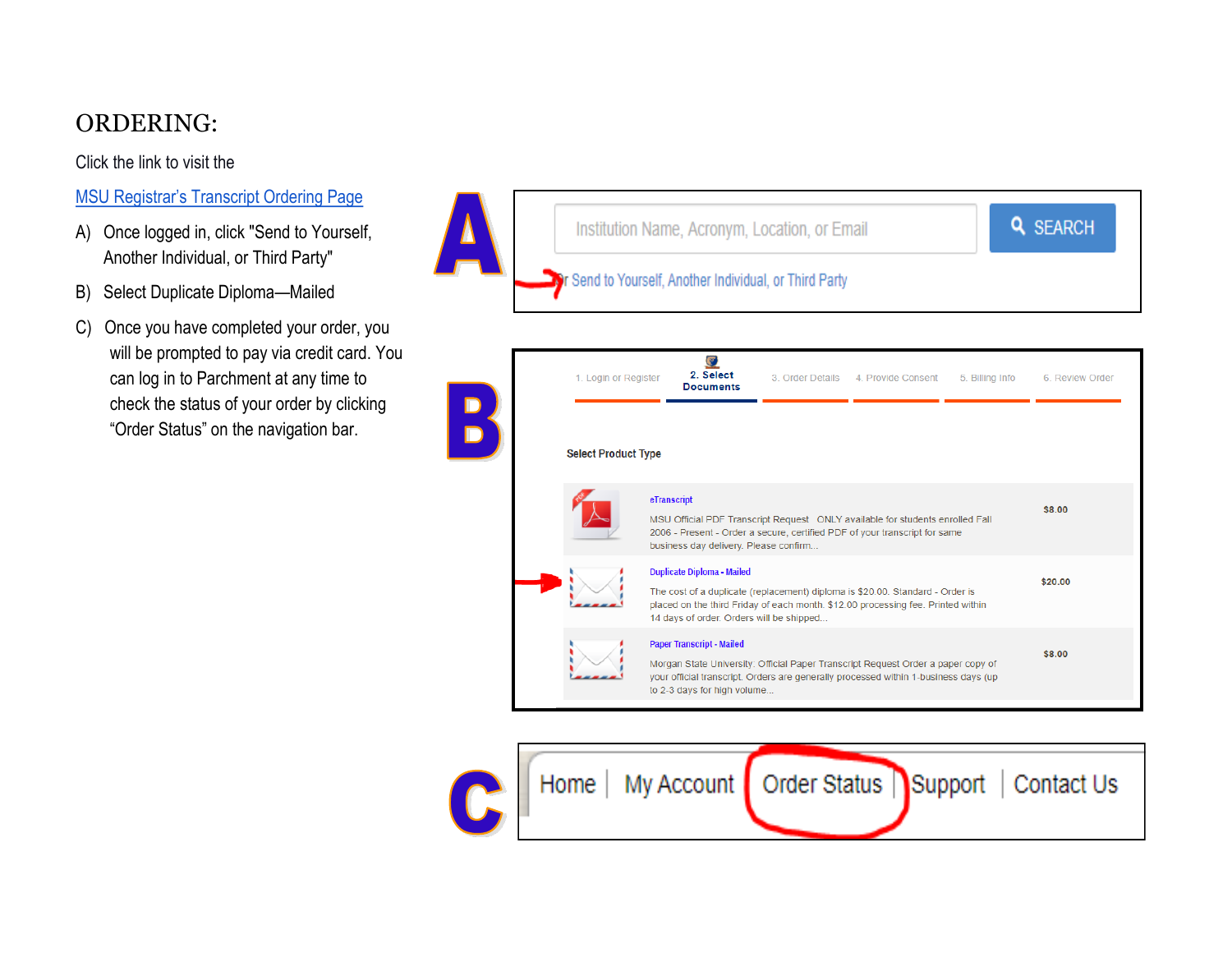# ORDERING:

Click the link to visit the

[MSU Registrar's Transcript Ordering Page]

A) Once logged in, click "Send to Yourself, Another Individual, or Third Party"

B) Select Duplicate Diploma—Mailed

C) Once you have completed your order, you will be prompted to pay via credit card. You can log in to Parchment at any time to check the status of your order by clicking "Order Status" on the navigation bar.